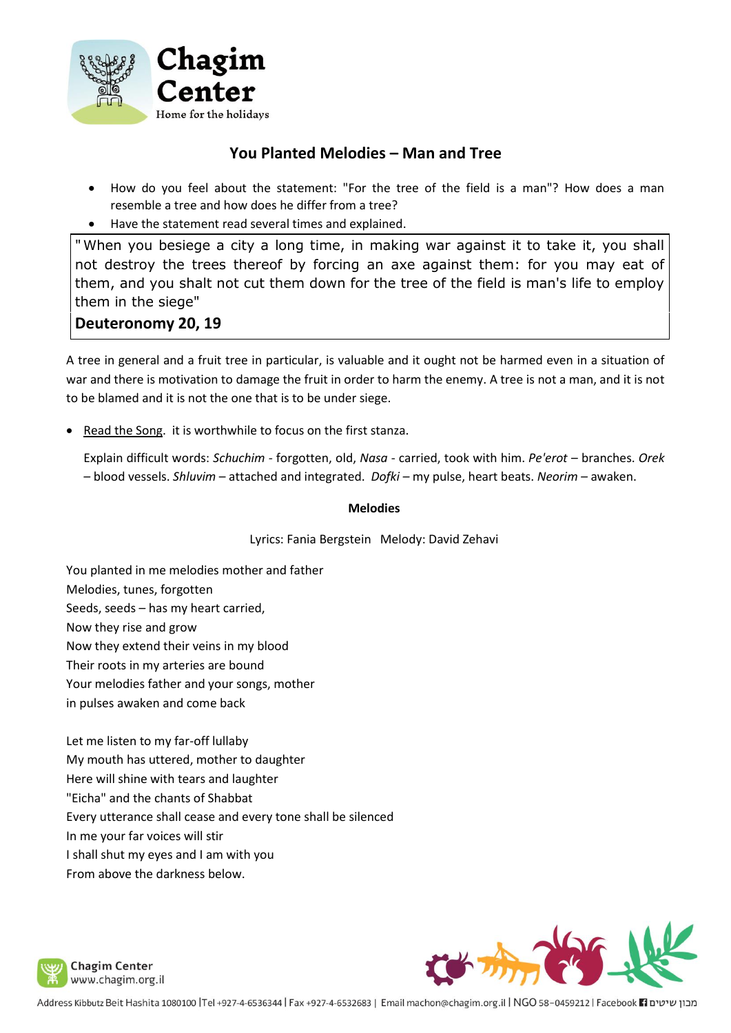## You Planted Melodies – Man and Tree

- How do you feel about the statement: "For the tree of the field is a man"? How does a man resemble a tree and how does he differ from a tree?
- Have the statement read several times and explained.

> "When you besiege a city a long time, in making war against it to take it, you shall not destroy the trees thereof by forcing an axe against them: for you may eat of them, and you shalt not cut them down for the tree of the field is man's life to employ them in the siege"
>
> **Deuteronomy 20, 19**

A tree in general and a fruit tree in particular, is valuable and it ought not be harmed even in a situation of war and there is motivation to damage the fruit in order to harm the enemy. A tree is not a man, and it is not to be blamed and it is not the one that is to be under siege.

- Read the Song. it is worthwhile to focus on the first stanza.

  Explain difficult words: *Schuchim* - forgotten, old, *Nasa* - carried, took with him. *Pe'erot* – branches. *Orek* – blood vessels. *Shluvim* – attached and integrated. *Dofki* – my pulse, heart beats. *Neorim* – awaken.

**Melodies**

Lyrics: Fania Bergstein Melody: David Zehavi

You planted in me melodies mother and father
Melodies, tunes, forgotten
Seeds, seeds – has my heart carried,
Now they rise and grow
Now they extend their veins in my blood
Their roots in my arteries are bound
Your melodies father and your songs, mother
in pulses awaken and come back

Let me listen to my far-off lullaby
My mouth has uttered, mother to daughter
Here will shine with tears and laughter
"Eicha" and the chants of Shabbat
Every utterance shall cease and every tone shall be silenced
In me your far voices will stir
I shall shut my eyes and I am with you
From above the darkness below.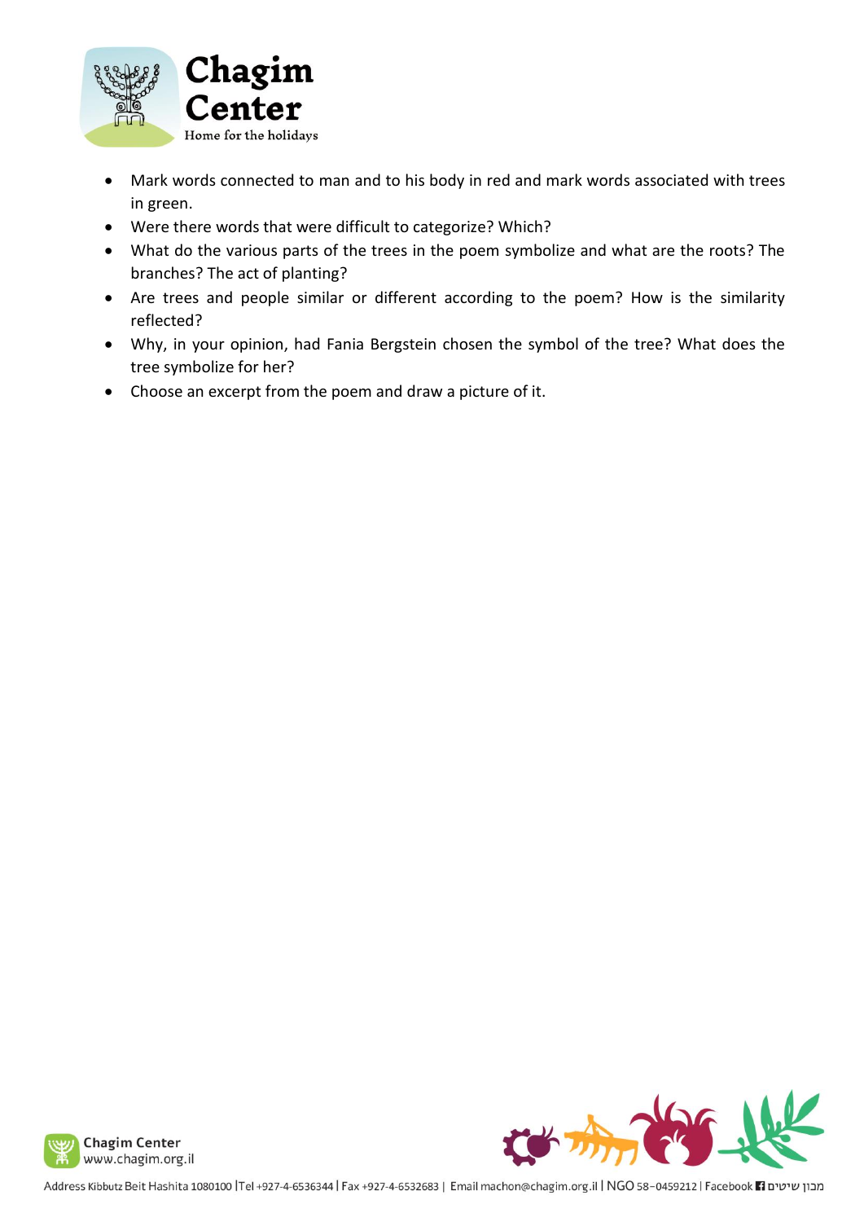- Mark words connected to man and to his body in red and mark words associated with trees in green.
- Were there words that were difficult to categorize? Which?
- What do the various parts of the trees in the poem symbolize and what are the roots? The branches? The act of planting?
- Are trees and people similar or different according to the poem? How is the similarity reflected?
- Why, in your opinion, had Fania Bergstein chosen the symbol of the tree? What does the tree symbolize for her?
- Choose an excerpt from the poem and draw a picture of it.